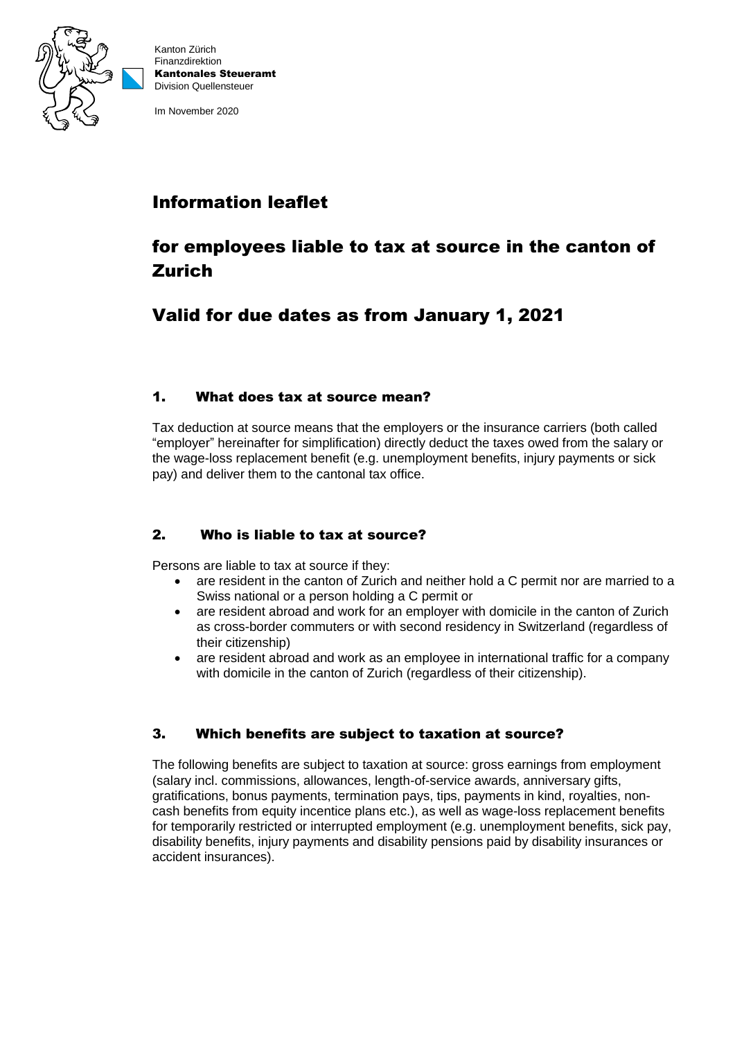Kanton Zürich
Finanzdirektion
**Kantonales Steueramt**
Division Quellensteuer

Im November 2020

# Information leaflet

# for employees liable to tax at source in the canton of Zurich

# Valid for due dates as from January 1, 2021

## 1. What does tax at source mean?

Tax deduction at source means that the employers or the insurance carriers (both called "employer" hereinafter for simplification) directly deduct the taxes owed from the salary or the wage-loss replacement benefit (e.g. unemployment benefits, injury payments or sick pay) and deliver them to the cantonal tax office.

## 2. Who is liable to tax at source?

Persons are liable to tax at source if they:

- are resident in the canton of Zurich and neither hold a C permit nor are married to a Swiss national or a person holding a C permit or
- are resident abroad and work for an employer with domicile in the canton of Zurich as cross-border commuters or with second residency in Switzerland (regardless of their citizenship)
- are resident abroad and work as an employee in international traffic for a company with domicile in the canton of Zurich (regardless of their citizenship).

## 3. Which benefits are subject to taxation at source?

The following benefits are subject to taxation at source: gross earnings from employment (salary incl. commissions, allowances, length-of-service awards, anniversary gifts, gratifications, bonus payments, termination pays, tips, payments in kind, royalties, non-cash benefits from equity incentice plans etc.), as well as wage-loss replacement benefits for temporarily restricted or interrupted employment (e.g. unemployment benefits, sick pay, disability benefits, injury payments and disability pensions paid by disability insurances or accident insurances).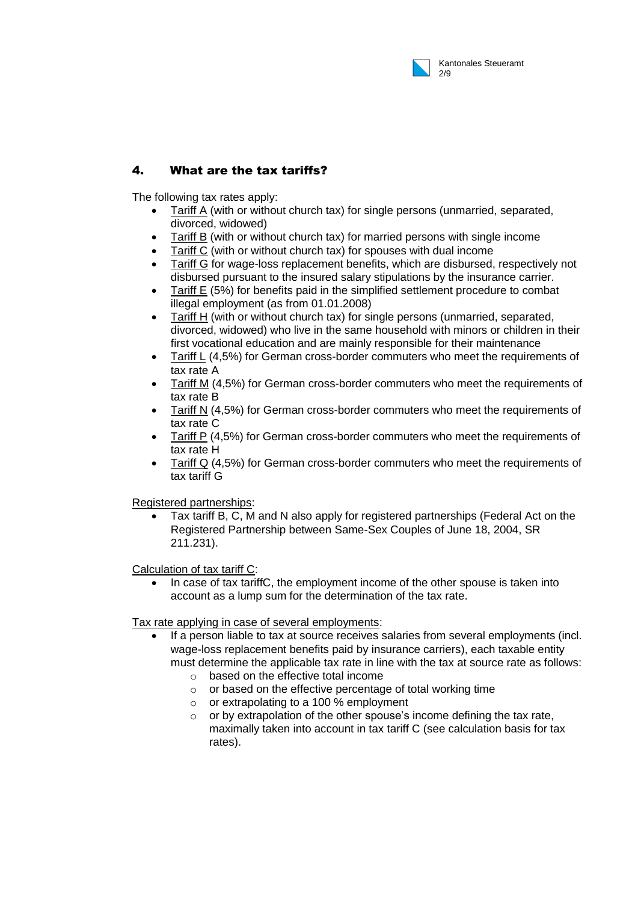## 4. What are the tax tariffs?

The following tax rates apply:

- Tariff A (with or without church tax) for single persons (unmarried, separated, divorced, widowed)
- Tariff B (with or without church tax) for married persons with single income
- Tariff C (with or without church tax) for spouses with dual income
- Tariff G for wage-loss replacement benefits, which are disbursed, respectively not disbursed pursuant to the insured salary stipulations by the insurance carrier.
- Tariff E (5%) for benefits paid in the simplified settlement procedure to combat illegal employment (as from 01.01.2008)
- Tariff H (with or without church tax) for single persons (unmarried, separated, divorced, widowed) who live in the same household with minors or children in their first vocational education and are mainly responsible for their maintenance
- Tariff L (4,5%) for German cross-border commuters who meet the requirements of tax rate A
- Tariff M (4,5%) for German cross-border commuters who meet the requirements of tax rate B
- Tariff N (4,5%) for German cross-border commuters who meet the requirements of tax rate C
- Tariff P (4,5%) for German cross-border commuters who meet the requirements of tax rate H
- Tariff Q (4,5%) for German cross-border commuters who meet the requirements of tax tariff G

Registered partnerships:

- Tax tariff B, C, M and N also apply for registered partnerships (Federal Act on the Registered Partnership between Same-Sex Couples of June 18, 2004, SR 211.231).

Calculation of tax tariff C:

- In case of tax tariffC, the employment income of the other spouse is taken into account as a lump sum for the determination of the tax rate.

Tax rate applying in case of several employments:

- If a person liable to tax at source receives salaries from several employments (incl. wage-loss replacement benefits paid by insurance carriers), each taxable entity must determine the applicable tax rate in line with the tax at source rate as follows:
  - based on the effective total income
  - or based on the effective percentage of total working time
  - or extrapolating to a 100 % employment
  - or by extrapolation of the other spouse's income defining the tax rate, maximally taken into account in tax tariff C (see calculation basis for tax rates).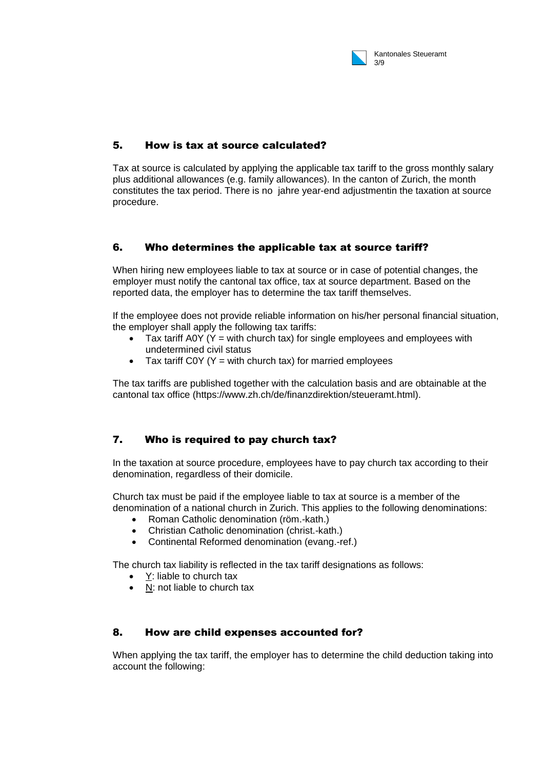## 5. How is tax at source calculated?

Tax at source is calculated by applying the applicable tax tariff to the gross monthly salary plus additional allowances (e.g. family allowances). In the canton of Zurich, the month constitutes the tax period. There is no jahre year-end adjustmentin the taxation at source procedure.

## 6. Who determines the applicable tax at source tariff?

When hiring new employees liable to tax at source or in case of potential changes, the employer must notify the cantonal tax office, tax at source department. Based on the reported data, the employer has to determine the tax tariff themselves.

If the employee does not provide reliable information on his/her personal financial situation, the employer shall apply the following tax tariffs:

- Tax tariff A0Y (Y = with church tax) for single employees and employees with undetermined civil status
- Tax tariff C0Y (Y = with church tax) for married employees

The tax tariffs are published together with the calculation basis and are obtainable at the cantonal tax office (https://www.zh.ch/de/finanzdirektion/steueramt.html).

## 7. Who is required to pay church tax?

In the taxation at source procedure, employees have to pay church tax according to their denomination, regardless of their domicile.

Church tax must be paid if the employee liable to tax at source is a member of the denomination of a national church in Zurich. This applies to the following denominations:

- Roman Catholic denomination (röm.-kath.)
- Christian Catholic denomination (christ.-kath.)
- Continental Reformed denomination (evang.-ref.)

The church tax liability is reflected in the tax tariff designations as follows:

- Y: liable to church tax
- N: not liable to church tax

## 8. How are child expenses accounted for?

When applying the tax tariff, the employer has to determine the child deduction taking into account the following: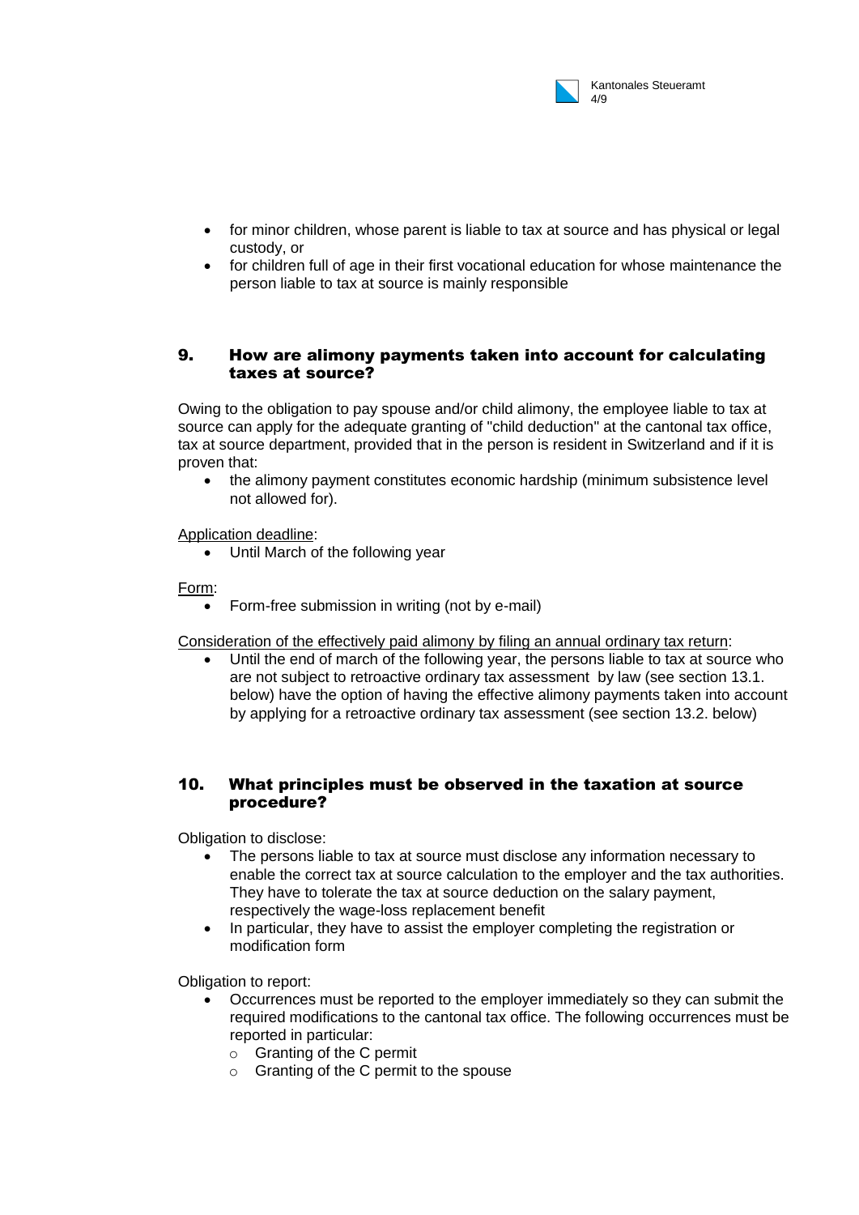- for minor children, whose parent is liable to tax at source and has physical or legal custody, or
- for children full of age in their first vocational education for whose maintenance the person liable to tax at source is mainly responsible

## 9. How are alimony payments taken into account for calculating taxes at source?

Owing to the obligation to pay spouse and/or child alimony, the employee liable to tax at source can apply for the adequate granting of "child deduction" at the cantonal tax office, tax at source department, provided that in the person is resident in Switzerland and if it is proven that:

- the alimony payment constitutes economic hardship (minimum subsistence level not allowed for).

Application deadline:

- Until March of the following year

Form:

- Form-free submission in writing (not by e-mail)

Consideration of the effectively paid alimony by filing an annual ordinary tax return:

- Until the end of march of the following year, the persons liable to tax at source who are not subject to retroactive ordinary tax assessment by law (see section 13.1. below) have the option of having the effective alimony payments taken into account by applying for a retroactive ordinary tax assessment (see section 13.2. below)

## 10. What principles must be observed in the taxation at source procedure?

Obligation to disclose:

- The persons liable to tax at source must disclose any information necessary to enable the correct tax at source calculation to the employer and the tax authorities. They have to tolerate the tax at source deduction on the salary payment, respectively the wage-loss replacement benefit
- In particular, they have to assist the employer completing the registration or modification form

Obligation to report:

- Occurrences must be reported to the employer immediately so they can submit the required modifications to the cantonal tax office. The following occurrences must be reported in particular:
  - Granting of the C permit
  - Granting of the C permit to the spouse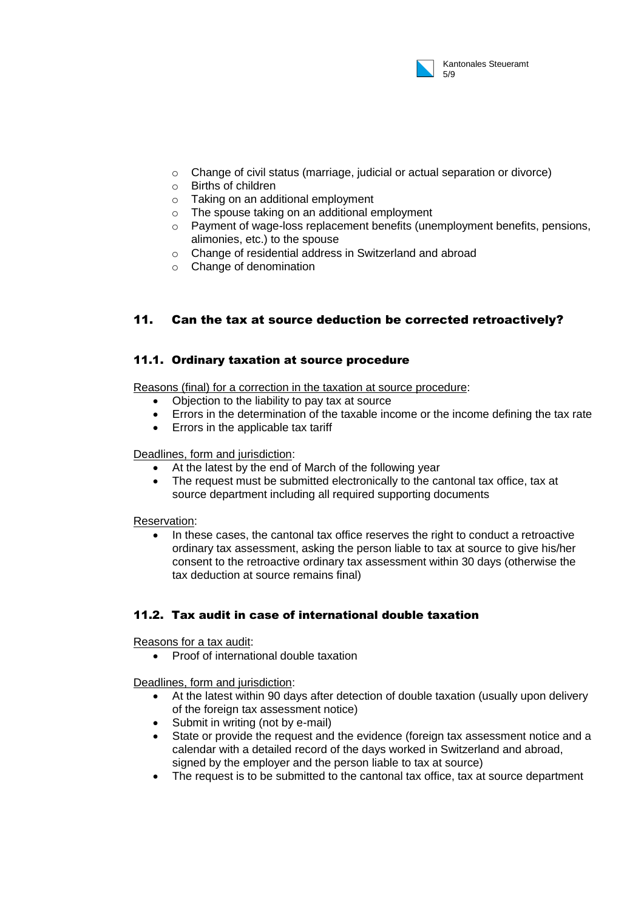- Change of civil status (marriage, judicial or actual separation or divorce)
- Births of children
- Taking on an additional employment
- The spouse taking on an additional employment
- Payment of wage-loss replacement benefits (unemployment benefits, pensions, alimonies, etc.) to the spouse
- Change of residential address in Switzerland and abroad
- Change of denomination

## 11. Can the tax at source deduction be corrected retroactively?

### 11.1. Ordinary taxation at source procedure

Reasons (final) for a correction in the taxation at source procedure:

- Objection to the liability to pay tax at source
- Errors in the determination of the taxable income or the income defining the tax rate
- Errors in the applicable tax tariff

Deadlines, form and jurisdiction:

- At the latest by the end of March of the following year
- The request must be submitted electronically to the cantonal tax office, tax at source department including all required supporting documents

Reservation:

- In these cases, the cantonal tax office reserves the right to conduct a retroactive ordinary tax assessment, asking the person liable to tax at source to give his/her consent to the retroactive ordinary tax assessment within 30 days (otherwise the tax deduction at source remains final)

### 11.2. Tax audit in case of international double taxation

Reasons for a tax audit:

- Proof of international double taxation

Deadlines, form and jurisdiction:

- At the latest within 90 days after detection of double taxation (usually upon delivery of the foreign tax assessment notice)
- Submit in writing (not by e-mail)
- State or provide the request and the evidence (foreign tax assessment notice and a calendar with a detailed record of the days worked in Switzerland and abroad, signed by the employer and the person liable to tax at source)
- The request is to be submitted to the cantonal tax office, tax at source department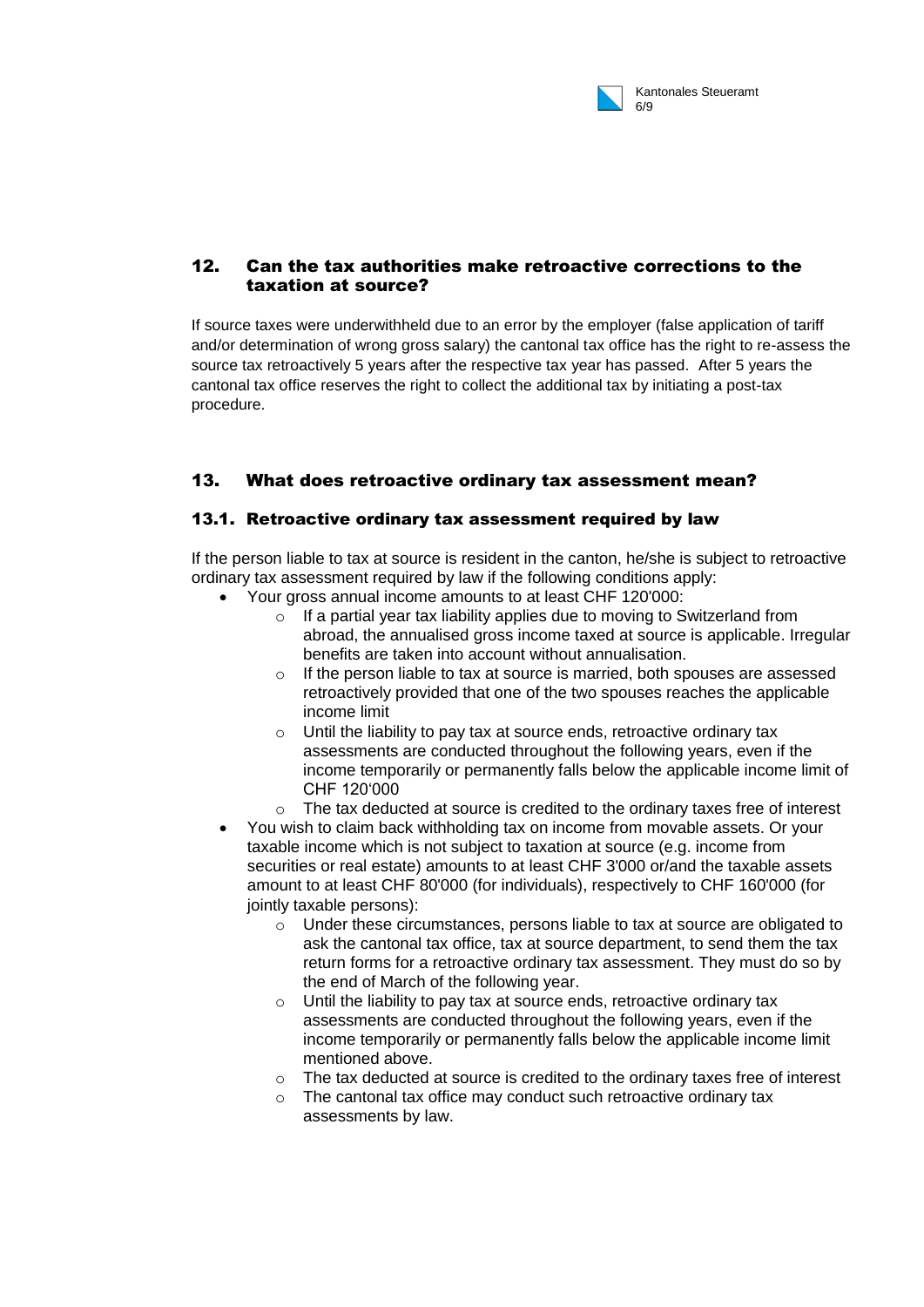## 12. Can the tax authorities make retroactive corrections to the taxation at source?

If source taxes were underwithheld due to an error by the employer (false application of tariff and/or determination of wrong gross salary) the cantonal tax office has the right to re-assess the source tax retroactively 5 years after the respective tax year has passed. After 5 years the cantonal tax office reserves the right to collect the additional tax by initiating a post-tax procedure.

## 13. What does retroactive ordinary tax assessment mean?

### 13.1. Retroactive ordinary tax assessment required by law

If the person liable to tax at source is resident in the canton, he/she is subject to retroactive ordinary tax assessment required by law if the following conditions apply:

- Your gross annual income amounts to at least CHF 120'000:
  - If a partial year tax liability applies due to moving to Switzerland from abroad, the annualised gross income taxed at source is applicable. Irregular benefits are taken into account without annualisation.
  - If the person liable to tax at source is married, both spouses are assessed retroactively provided that one of the two spouses reaches the applicable income limit
  - Until the liability to pay tax at source ends, retroactive ordinary tax assessments are conducted throughout the following years, even if the income temporarily or permanently falls below the applicable income limit of CHF 120'000
  - The tax deducted at source is credited to the ordinary taxes free of interest
- You wish to claim back withholding tax on income from movable assets. Or your taxable income which is not subject to taxation at source (e.g. income from securities or real estate) amounts to at least CHF 3'000 or/and the taxable assets amount to at least CHF 80'000 (for individuals), respectively to CHF 160'000 (for jointly taxable persons):
  - Under these circumstances, persons liable to tax at source are obligated to ask the cantonal tax office, tax at source department, to send them the tax return forms for a retroactive ordinary tax assessment. They must do so by the end of March of the following year.
  - Until the liability to pay tax at source ends, retroactive ordinary tax assessments are conducted throughout the following years, even if the income temporarily or permanently falls below the applicable income limit mentioned above.
  - The tax deducted at source is credited to the ordinary taxes free of interest
  - The cantonal tax office may conduct such retroactive ordinary tax assessments by law.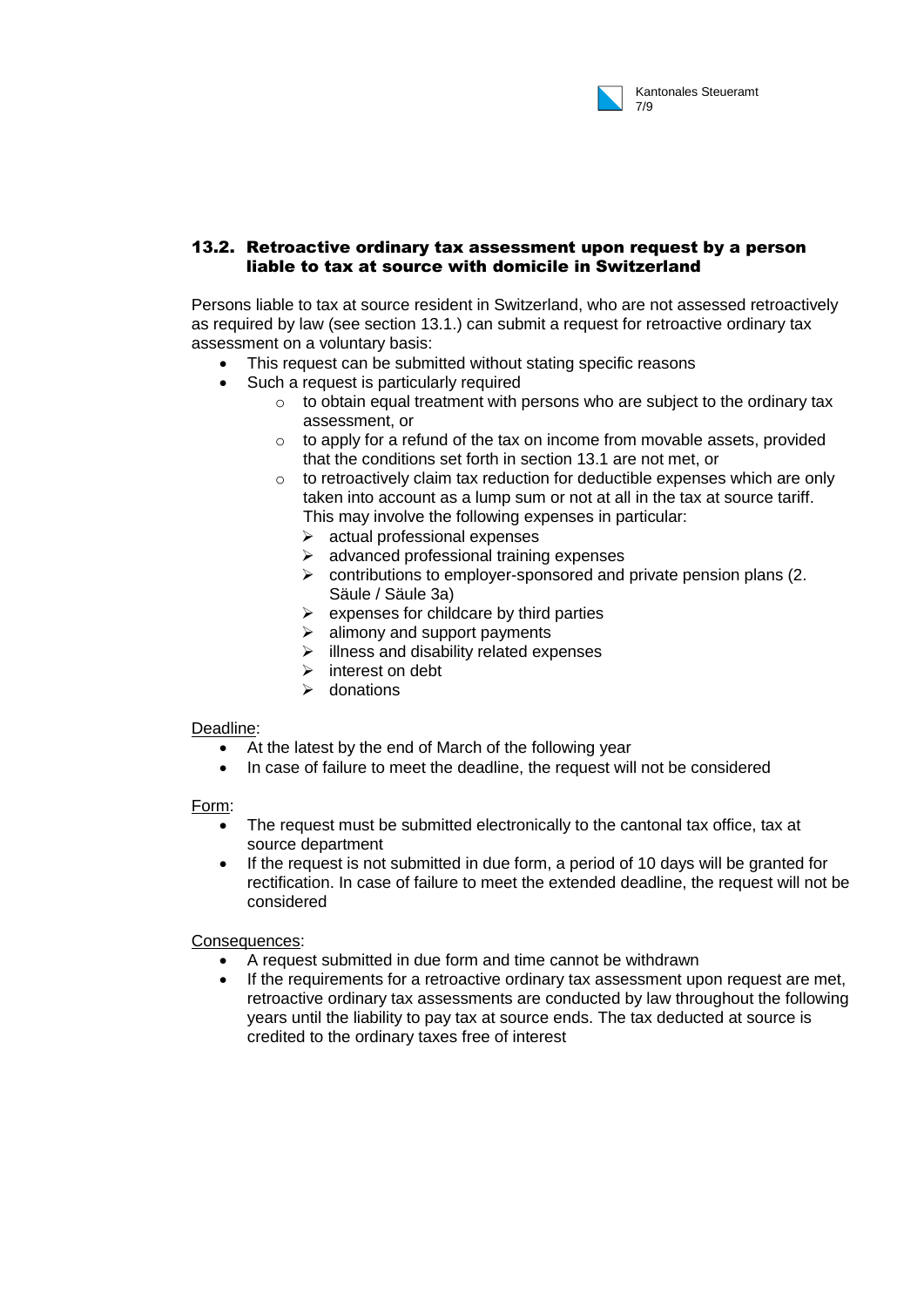### 13.2. Retroactive ordinary tax assessment upon request by a person liable to tax at source with domicile in Switzerland

Persons liable to tax at source resident in Switzerland, who are not assessed retroactively as required by law (see section 13.1.) can submit a request for retroactive ordinary tax assessment on a voluntary basis:

- This request can be submitted without stating specific reasons
- Such a request is particularly required
  - to obtain equal treatment with persons who are subject to the ordinary tax assessment, or
  - to apply for a refund of the tax on income from movable assets, provided that the conditions set forth in section 13.1 are not met, or
  - to retroactively claim tax reduction for deductible expenses which are only taken into account as a lump sum or not at all in the tax at source tariff. This may involve the following expenses in particular:
    - actual professional expenses
    - advanced professional training expenses
    - contributions to employer-sponsored and private pension plans (2. Säule / Säule 3a)
    - expenses for childcare by third parties
    - alimony and support payments
    - illness and disability related expenses
    - interest on debt
    - donations

Deadline:

- At the latest by the end of March of the following year
- In case of failure to meet the deadline, the request will not be considered

Form:

- The request must be submitted electronically to the cantonal tax office, tax at source department
- If the request is not submitted in due form, a period of 10 days will be granted for rectification. In case of failure to meet the extended deadline, the request will not be considered

Consequences:

- A request submitted in due form and time cannot be withdrawn
- If the requirements for a retroactive ordinary tax assessment upon request are met, retroactive ordinary tax assessments are conducted by law throughout the following years until the liability to pay tax at source ends. The tax deducted at source is credited to the ordinary taxes free of interest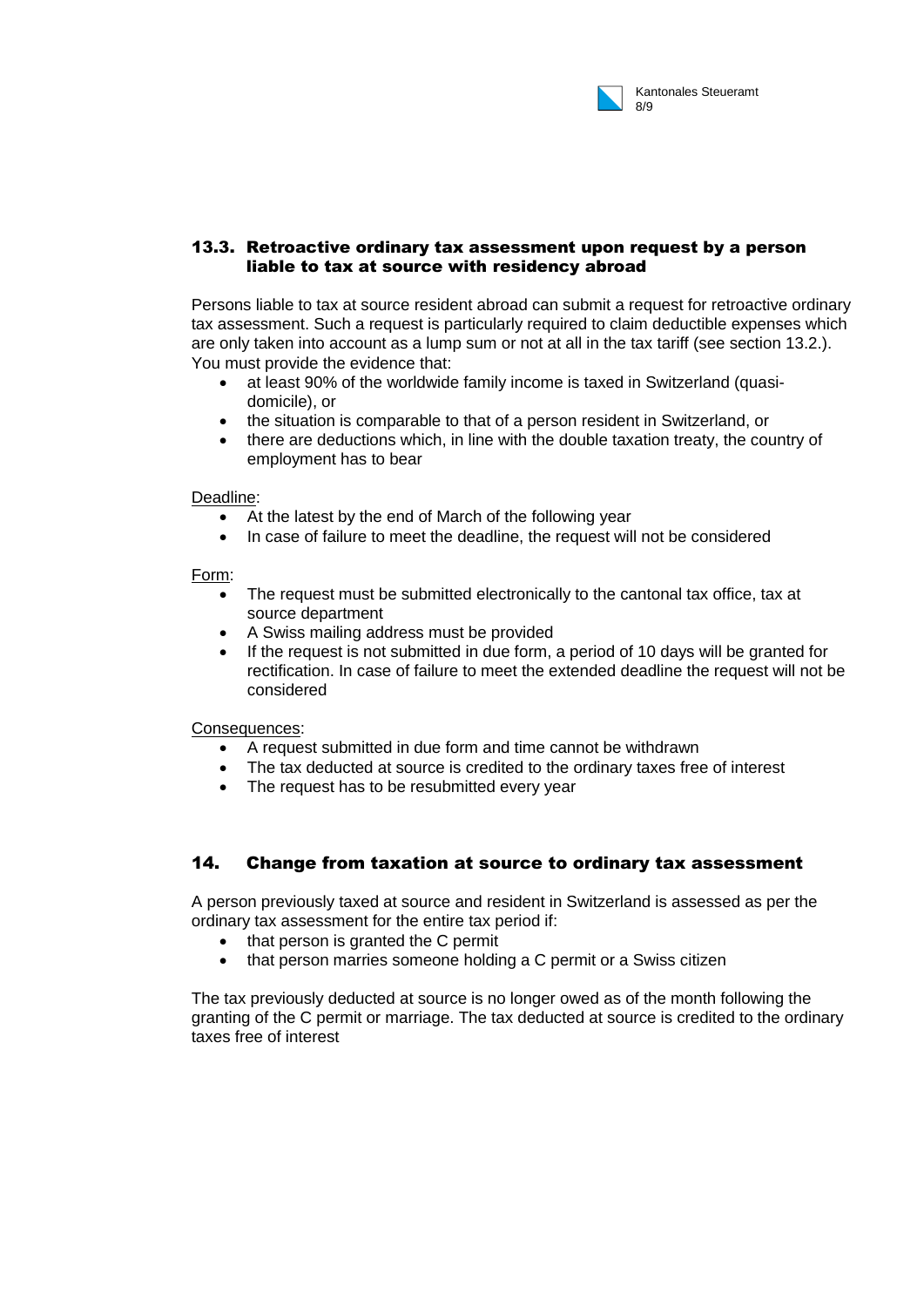### 13.3. Retroactive ordinary tax assessment upon request by a person liable to tax at source with residency abroad

Persons liable to tax at source resident abroad can submit a request for retroactive ordinary tax assessment. Such a request is particularly required to claim deductible expenses which are only taken into account as a lump sum or not at all in the tax tariff (see section 13.2.). You must provide the evidence that:

- at least 90% of the worldwide family income is taxed in Switzerland (quasi-domicile), or
- the situation is comparable to that of a person resident in Switzerland, or
- there are deductions which, in line with the double taxation treaty, the country of employment has to bear

Deadline:

- At the latest by the end of March of the following year
- In case of failure to meet the deadline, the request will not be considered

Form:

- The request must be submitted electronically to the cantonal tax office, tax at source department
- A Swiss mailing address must be provided
- If the request is not submitted in due form, a period of 10 days will be granted for rectification. In case of failure to meet the extended deadline the request will not be considered

Consequences:

- A request submitted in due form and time cannot be withdrawn
- The tax deducted at source is credited to the ordinary taxes free of interest
- The request has to be resubmitted every year

## 14. Change from taxation at source to ordinary tax assessment

A person previously taxed at source and resident in Switzerland is assessed as per the ordinary tax assessment for the entire tax period if:

- that person is granted the C permit
- that person marries someone holding a C permit or a Swiss citizen

The tax previously deducted at source is no longer owed as of the month following the granting of the C permit or marriage. The tax deducted at source is credited to the ordinary taxes free of interest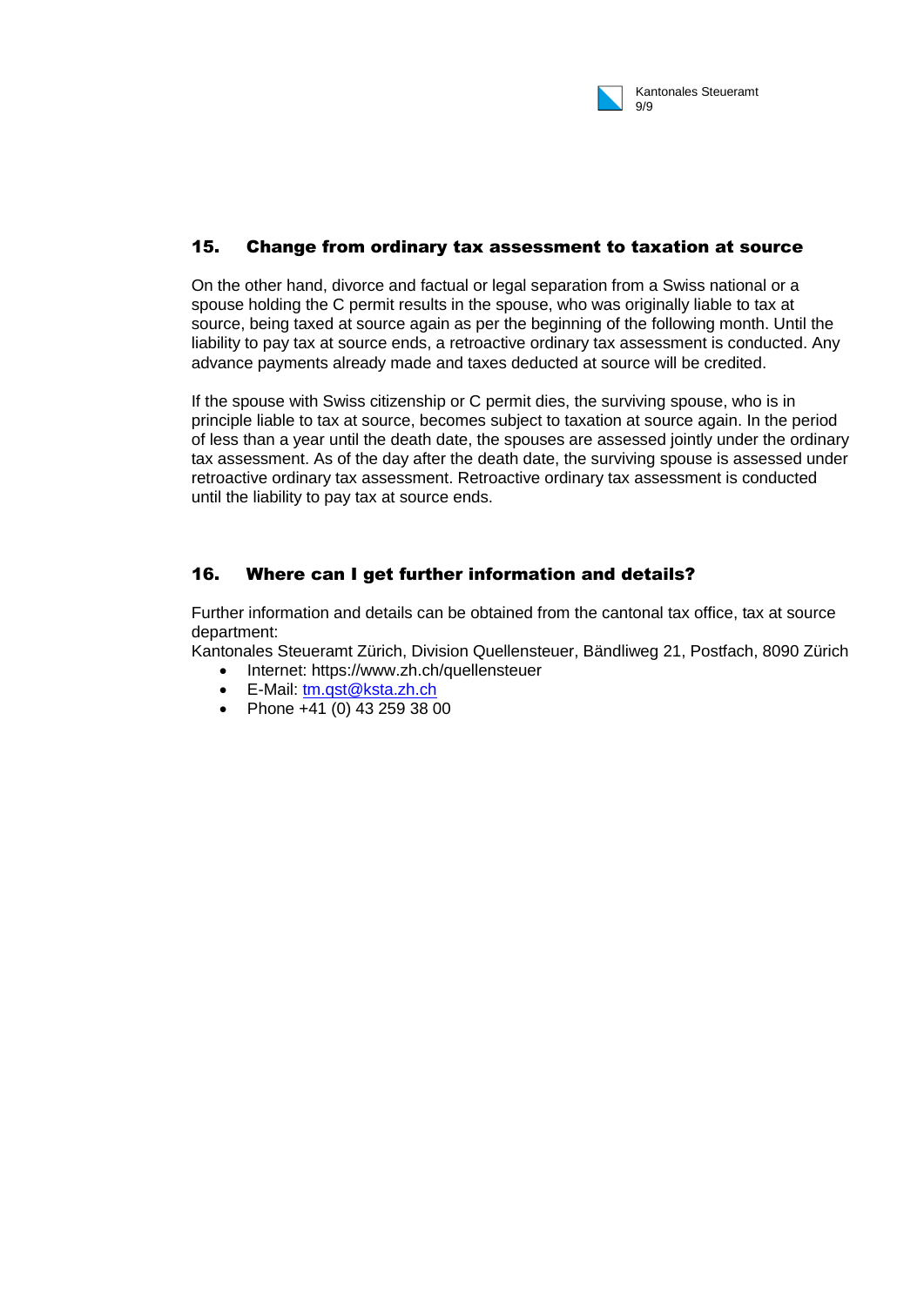## 15. Change from ordinary tax assessment to taxation at source

On the other hand, divorce and factual or legal separation from a Swiss national or a spouse holding the C permit results in the spouse, who was originally liable to tax at source, being taxed at source again as per the beginning of the following month. Until the liability to pay tax at source ends, a retroactive ordinary tax assessment is conducted. Any advance payments already made and taxes deducted at source will be credited.

If the spouse with Swiss citizenship or C permit dies, the surviving spouse, who is in principle liable to tax at source, becomes subject to taxation at source again. In the period of less than a year until the death date, the spouses are assessed jointly under the ordinary tax assessment. As of the day after the death date, the surviving spouse is assessed under retroactive ordinary tax assessment. Retroactive ordinary tax assessment is conducted until the liability to pay tax at source ends.

## 16. Where can I get further information and details?

Further information and details can be obtained from the cantonal tax office, tax at source department:
Kantonales Steueramt Zürich, Division Quellensteuer, Bändliweg 21, Postfach, 8090 Zürich

- Internet: https://www.zh.ch/quellensteuer
- E-Mail: tm.qst@ksta.zh.ch
- Phone +41 (0) 43 259 38 00